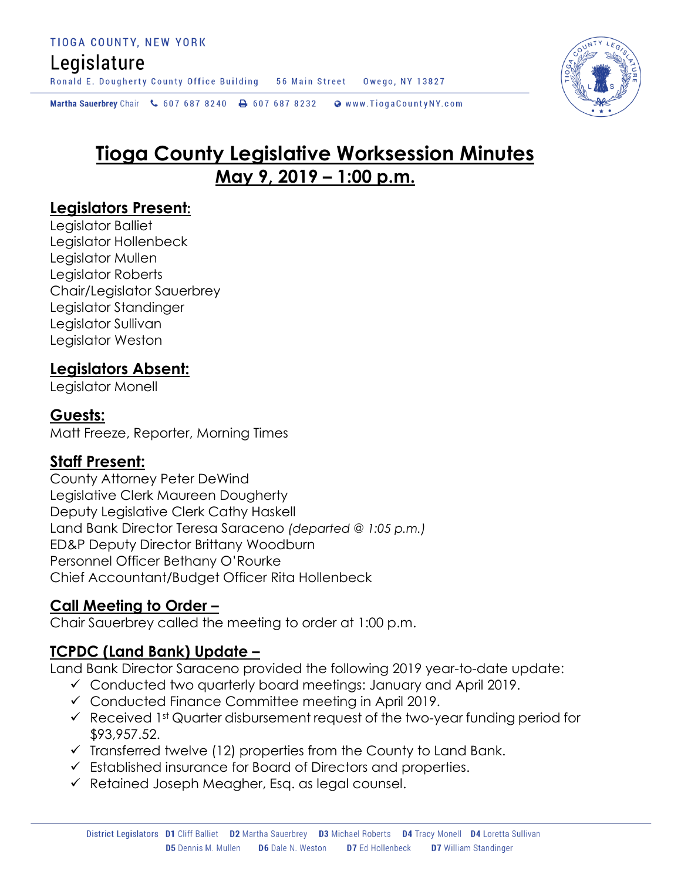# Tioga County Legislative Worksession Minutes

## May 9, 2019 – 1:00 p.m.

### Legislators Present:

Legislator Balliet
Legislator Hollenbeck
Legislator Mullen
Legislator Roberts
Chair/Legislator Sauerbrey
Legislator Standinger
Legislator Sullivan
Legislator Weston

### Legislators Absent:

Legislator Monell

### Guests:

Matt Freeze, Reporter, Morning Times

### Staff Present:

County Attorney Peter DeWind
Legislative Clerk Maureen Dougherty
Deputy Legislative Clerk Cathy Haskell
Land Bank Director Teresa Saraceno *(departed @ 1:05 p.m.)*
ED&P Deputy Director Brittany Woodburn
Personnel Officer Bethany O'Rourke
Chief Accountant/Budget Officer Rita Hollenbeck

### Call Meeting to Order –

Chair Sauerbrey called the meeting to order at 1:00 p.m.

### TCPDC (Land Bank) Update –

Land Bank Director Saraceno provided the following 2019 year-to-date update:

- ✓ Conducted two quarterly board meetings: January and April 2019.
- ✓ Conducted Finance Committee meeting in April 2019.
- ✓ Received 1st Quarter disbursement request of the two-year funding period for $93,957.52.
- ✓ Transferred twelve (12) properties from the County to Land Bank.
- ✓ Established insurance for Board of Directors and properties.
- ✓ Retained Joseph Meagher, Esq. as legal counsel.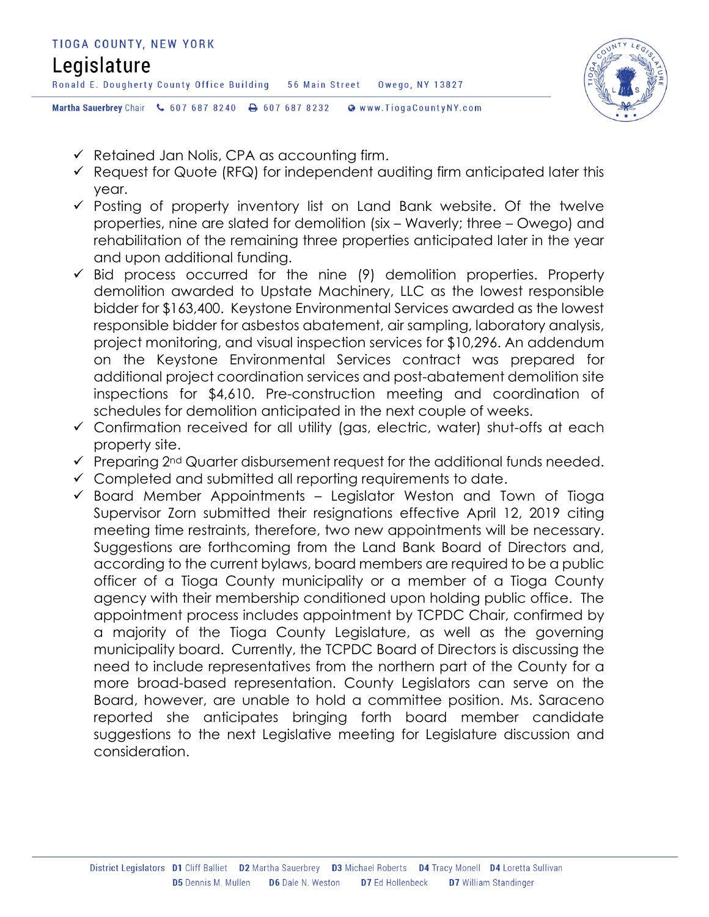- ✓ Retained Jan Nolis, CPA as accounting firm.
- ✓ Request for Quote (RFQ) for independent auditing firm anticipated later this year.
- ✓ Posting of property inventory list on Land Bank website. Of the twelve properties, nine are slated for demolition (six – Waverly; three – Owego) and rehabilitation of the remaining three properties anticipated later in the year and upon additional funding.
- ✓ Bid process occurred for the nine (9) demolition properties. Property demolition awarded to Upstate Machinery, LLC as the lowest responsible bidder for $163,400. Keystone Environmental Services awarded as the lowest responsible bidder for asbestos abatement, air sampling, laboratory analysis, project monitoring, and visual inspection services for $10,296. An addendum on the Keystone Environmental Services contract was prepared for additional project coordination services and post-abatement demolition site inspections for $4,610. Pre-construction meeting and coordination of schedules for demolition anticipated in the next couple of weeks.
- ✓ Confirmation received for all utility (gas, electric, water) shut-offs at each property site.
- ✓ Preparing 2nd Quarter disbursement request for the additional funds needed.
- ✓ Completed and submitted all reporting requirements to date.
- ✓ Board Member Appointments – Legislator Weston and Town of Tioga Supervisor Zorn submitted their resignations effective April 12, 2019 citing meeting time restraints, therefore, two new appointments will be necessary. Suggestions are forthcoming from the Land Bank Board of Directors and, according to the current bylaws, board members are required to be a public officer of a Tioga County municipality or a member of a Tioga County agency with their membership conditioned upon holding public office. The appointment process includes appointment by TCPDC Chair, confirmed by a majority of the Tioga County Legislature, as well as the governing municipality board. Currently, the TCPDC Board of Directors is discussing the need to include representatives from the northern part of the County for a more broad-based representation. County Legislators can serve on the Board, however, are unable to hold a committee position. Ms. Saraceno reported she anticipates bringing forth board member candidate suggestions to the next Legislative meeting for Legislature discussion and consideration.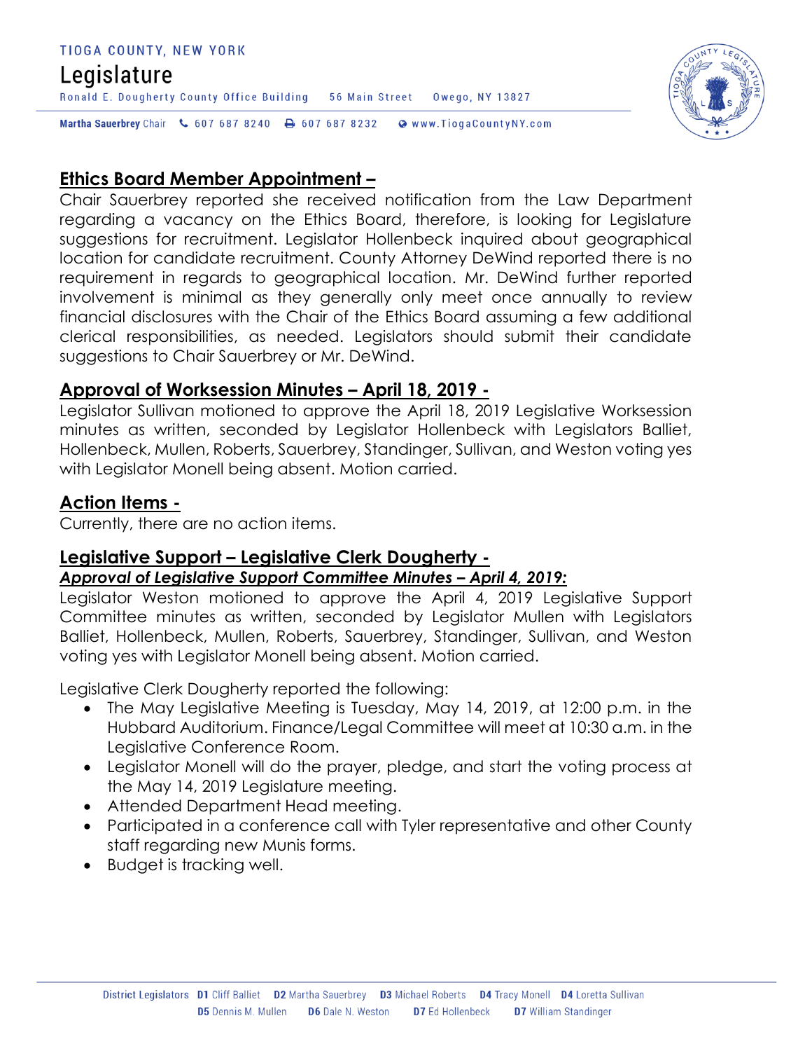## Ethics Board Member Appointment –

Chair Sauerbrey reported she received notification from the Law Department regarding a vacancy on the Ethics Board, therefore, is looking for Legislature suggestions for recruitment. Legislator Hollenbeck inquired about geographical location for candidate recruitment. County Attorney DeWind reported there is no requirement in regards to geographical location. Mr. DeWind further reported involvement is minimal as they generally only meet once annually to review financial disclosures with the Chair of the Ethics Board assuming a few additional clerical responsibilities, as needed. Legislators should submit their candidate suggestions to Chair Sauerbrey or Mr. DeWind.

## Approval of Worksession Minutes – April 18, 2019 -

Legislator Sullivan motioned to approve the April 18, 2019 Legislative Worksession minutes as written, seconded by Legislator Hollenbeck with Legislators Balliet, Hollenbeck, Mullen, Roberts, Sauerbrey, Standinger, Sullivan, and Weston voting yes with Legislator Monell being absent. Motion carried.

## Action Items -

Currently, there are no action items.

## Legislative Support – Legislative Clerk Dougherty -

***Approval of Legislative Support Committee Minutes – April 4, 2019:***

Legislator Weston motioned to approve the April 4, 2019 Legislative Support Committee minutes as written, seconded by Legislator Mullen with Legislators Balliet, Hollenbeck, Mullen, Roberts, Sauerbrey, Standinger, Sullivan, and Weston voting yes with Legislator Monell being absent. Motion carried.

Legislative Clerk Dougherty reported the following:

- The May Legislative Meeting is Tuesday, May 14, 2019, at 12:00 p.m. in the Hubbard Auditorium. Finance/Legal Committee will meet at 10:30 a.m. in the Legislative Conference Room.
- Legislator Monell will do the prayer, pledge, and start the voting process at the May 14, 2019 Legislature meeting.
- Attended Department Head meeting.
- Participated in a conference call with Tyler representative and other County staff regarding new Munis forms.
- Budget is tracking well.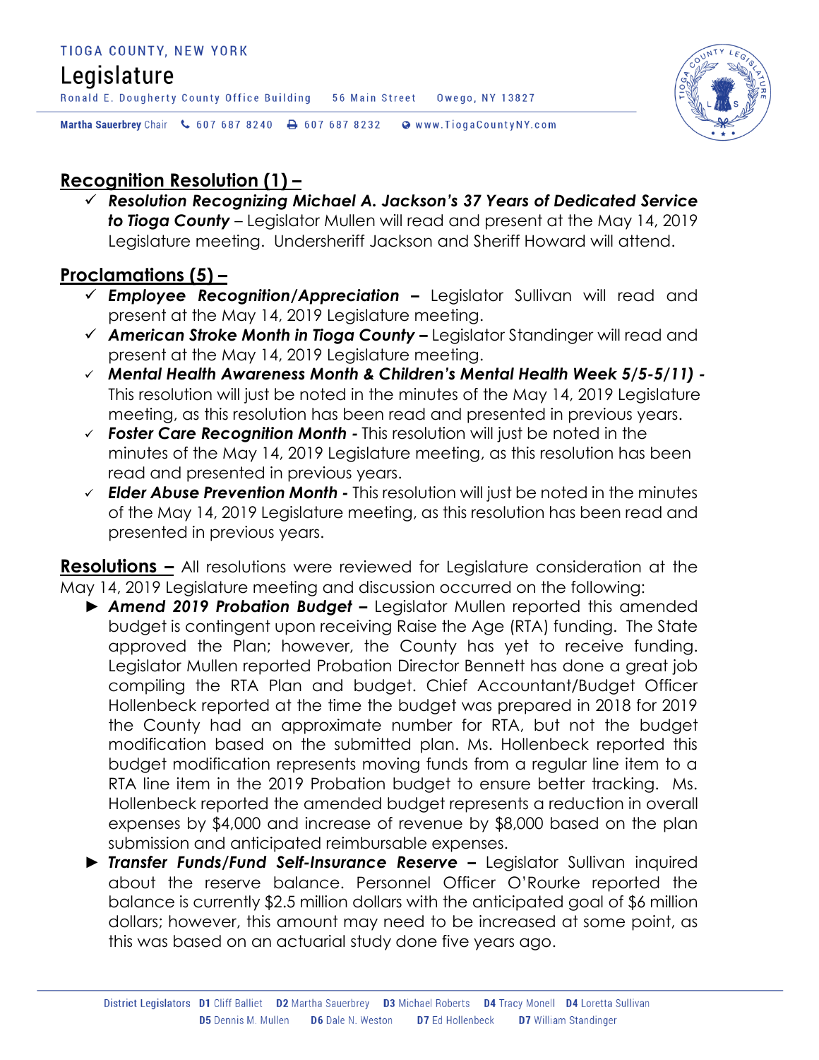## Recognition Resolution (1) –

- ✓ ***Resolution Recognizing Michael A. Jackson's 37 Years of Dedicated Service to Tioga County*** – Legislator Mullen will read and present at the May 14, 2019 Legislature meeting. Undersheriff Jackson and Sheriff Howard will attend.

## Proclamations (5) –

- ✓ ***Employee Recognition/Appreciation*** – Legislator Sullivan will read and present at the May 14, 2019 Legislature meeting.
- ✓ ***American Stroke Month in Tioga County*** – Legislator Standinger will read and present at the May 14, 2019 Legislature meeting.
- ✓ ***Mental Health Awareness Month & Children's Mental Health Week 5/5-5/11) -*** This resolution will just be noted in the minutes of the May 14, 2019 Legislature meeting, as this resolution has been read and presented in previous years.
- ✓ ***Foster Care Recognition Month -*** This resolution will just be noted in the minutes of the May 14, 2019 Legislature meeting, as this resolution has been read and presented in previous years.
- ✓ ***Elder Abuse Prevention Month -*** This resolution will just be noted in the minutes of the May 14, 2019 Legislature meeting, as this resolution has been read and presented in previous years.

**Resolutions –** All resolutions were reviewed for Legislature consideration at the May 14, 2019 Legislature meeting and discussion occurred on the following:

- ► ***Amend 2019 Probation Budget*** – Legislator Mullen reported this amended budget is contingent upon receiving Raise the Age (RTA) funding. The State approved the Plan; however, the County has yet to receive funding. Legislator Mullen reported Probation Director Bennett has done a great job compiling the RTA Plan and budget. Chief Accountant/Budget Officer Hollenbeck reported at the time the budget was prepared in 2018 for 2019 the County had an approximate number for RTA, but not the budget modification based on the submitted plan. Ms. Hollenbeck reported this budget modification represents moving funds from a regular line item to a RTA line item in the 2019 Probation budget to ensure better tracking. Ms. Hollenbeck reported the amended budget represents a reduction in overall expenses by $4,000 and increase of revenue by $8,000 based on the plan submission and anticipated reimbursable expenses.
- ► ***Transfer Funds/Fund Self-Insurance Reserve*** – Legislator Sullivan inquired about the reserve balance. Personnel Officer O'Rourke reported the balance is currently $2.5 million dollars with the anticipated goal of $6 million dollars; however, this amount may need to be increased at some point, as this was based on an actuarial study done five years ago.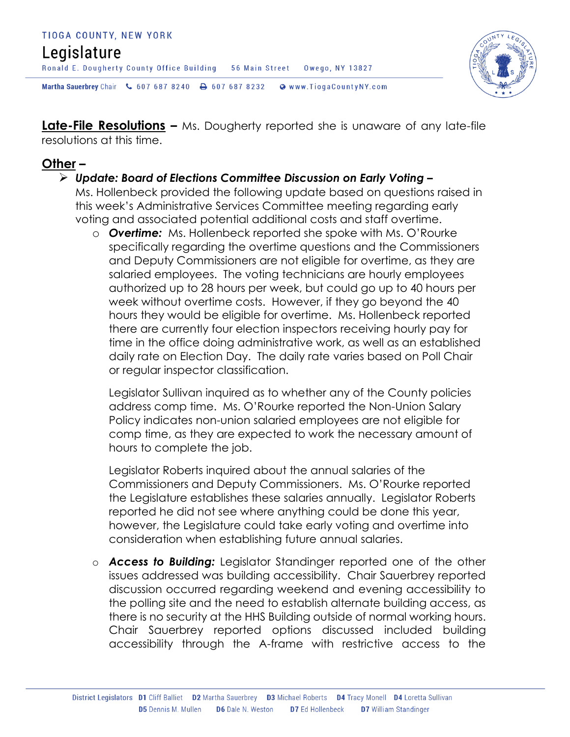**Late-File Resolutions –** Ms. Dougherty reported she is unaware of any late-file resolutions at this time.

**Other –**

- ***Update: Board of Elections Committee Discussion on Early Voting –*** Ms. Hollenbeck provided the following update based on questions raised in this week's Administrative Services Committee meeting regarding early voting and associated potential additional costs and staff overtime.
  - ***Overtime:*** Ms. Hollenbeck reported she spoke with Ms. O'Rourke specifically regarding the overtime questions and the Commissioners and Deputy Commissioners are not eligible for overtime, as they are salaried employees. The voting technicians are hourly employees authorized up to 28 hours per week, but could go up to 40 hours per week without overtime costs. However, if they go beyond the 40 hours they would be eligible for overtime. Ms. Hollenbeck reported there are currently four election inspectors receiving hourly pay for time in the office doing administrative work, as well as an established daily rate on Election Day. The daily rate varies based on Poll Chair or regular inspector classification.

    Legislator Sullivan inquired as to whether any of the County policies address comp time. Ms. O'Rourke reported the Non-Union Salary Policy indicates non-union salaried employees are not eligible for comp time, as they are expected to work the necessary amount of hours to complete the job.

    Legislator Roberts inquired about the annual salaries of the Commissioners and Deputy Commissioners. Ms. O'Rourke reported the Legislature establishes these salaries annually. Legislator Roberts reported he did not see where anything could be done this year, however, the Legislature could take early voting and overtime into consideration when establishing future annual salaries.

  - ***Access to Building:*** Legislator Standinger reported one of the other issues addressed was building accessibility. Chair Sauerbrey reported discussion occurred regarding weekend and evening accessibility to the polling site and the need to establish alternate building access, as there is no security at the HHS Building outside of normal working hours. Chair Sauerbrey reported options discussed included building accessibility through the A-frame with restrictive access to the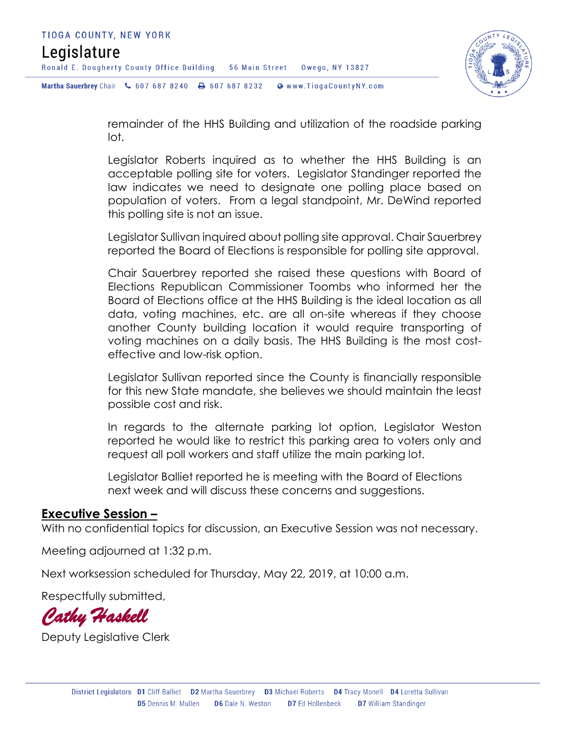remainder of the HHS Building and utilization of the roadside parking lot.

Legislator Roberts inquired as to whether the HHS Building is an acceptable polling site for voters. Legislator Standinger reported the law indicates we need to designate one polling place based on population of voters. From a legal standpoint, Mr. DeWind reported this polling site is not an issue.

Legislator Sullivan inquired about polling site approval. Chair Sauerbrey reported the Board of Elections is responsible for polling site approval.

Chair Sauerbrey reported she raised these questions with Board of Elections Republican Commissioner Toombs who informed her the Board of Elections office at the HHS Building is the ideal location as all data, voting machines, etc. are all on-site whereas if they choose another County building location it would require transporting of voting machines on a daily basis. The HHS Building is the most cost-effective and low-risk option.

Legislator Sullivan reported since the County is financially responsible for this new State mandate, she believes we should maintain the least possible cost and risk.

In regards to the alternate parking lot option, Legislator Weston reported he would like to restrict this parking area to voters only and request all poll workers and staff utilize the main parking lot.

Legislator Balliet reported he is meeting with the Board of Elections next week and will discuss these concerns and suggestions.

**Executive Session –**

With no confidential topics for discussion, an Executive Session was not necessary.

Meeting adjourned at 1:32 p.m.

Next worksession scheduled for Thursday, May 22, 2019, at 10:00 a.m.

Respectfully submitted,

*Cathy Haskell*

Deputy Legislative Clerk